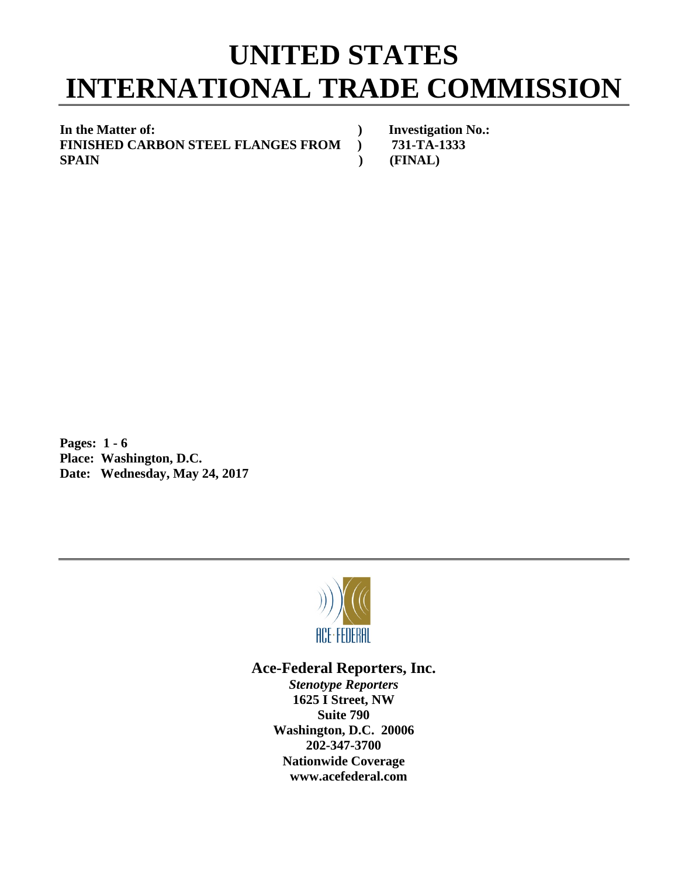# UNITED STATES
# INTERNATIONAL TRADE COMMISSION

| | | |
|---|---|---|
| **In the Matter of:** | **)** | **Investigation No.:** |
| **FINISHED CARBON STEEL FLANGES FROM** | **)** | **731-TA-1333** |
| **SPAIN** | **)** | **(FINAL)** |

**Pages: 1 - 6**
**Place: Washington, D.C.**
**Date: Wednesday, May 24, 2017**

ACE·FEDERAL

**Ace-Federal Reporters, Inc.**
***Stenotype Reporters***
**1625 I Street, NW**
**Suite 790**
**Washington, D.C. 20006**
**202-347-3700**
**Nationwide Coverage**
**www.acefederal.com**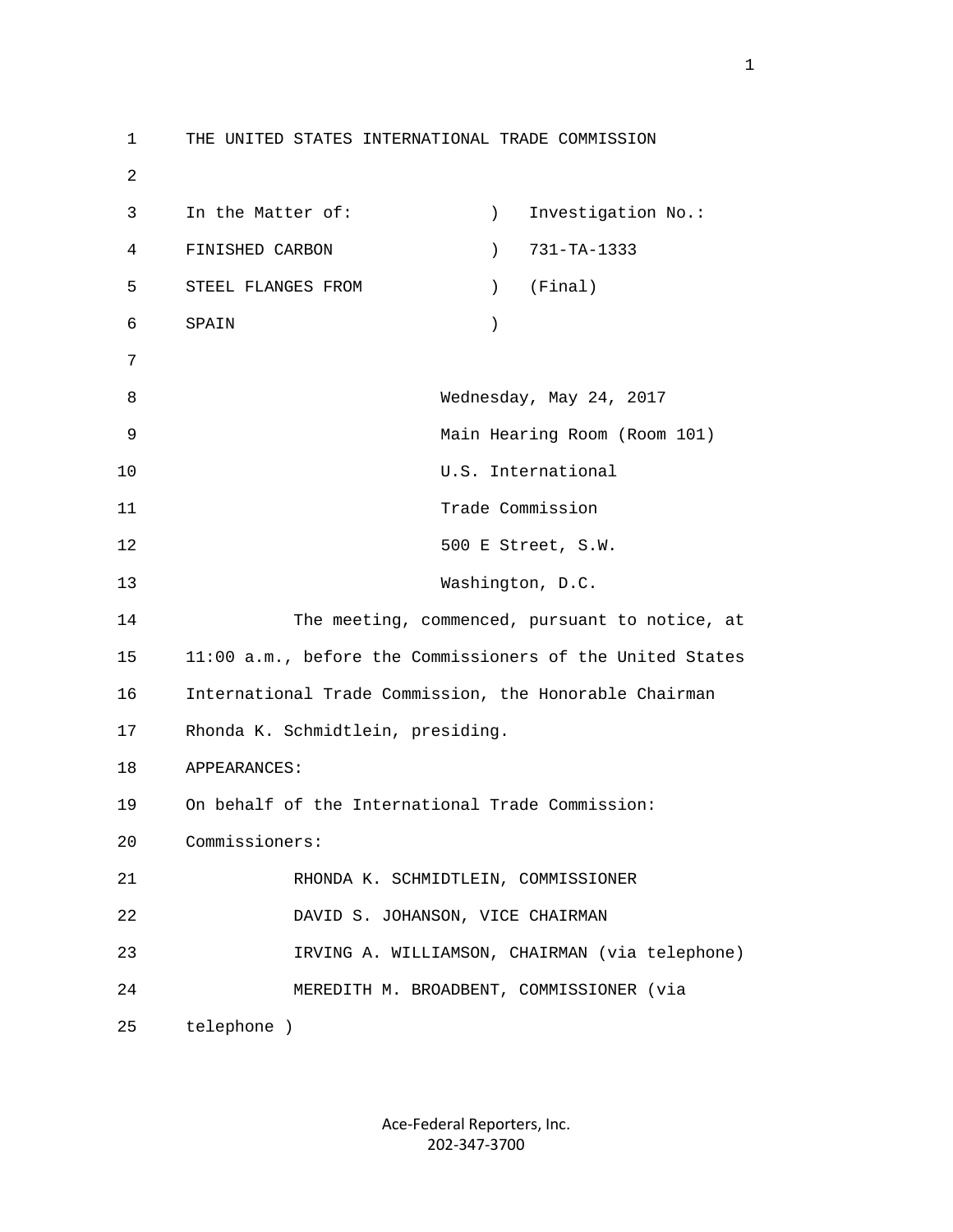THE UNITED STATES INTERNATIONAL TRADE COMMISSION

| In the Matter of: | ) | Investigation No.: |
|---|---|---|
| FINISHED CARBON | ) | 731-TA-1333 |
| STEEL FLANGES FROM | ) | (Final) |
| SPAIN | ) | |

Wednesday, May 24, 2017
Main Hearing Room (Room 101)
U.S. International
Trade Commission
500 E Street, S.W.
Washington, D.C.

The meeting, commenced, pursuant to notice, at 11:00 a.m., before the Commissioners of the United States International Trade Commission, the Honorable Chairman Rhonda K. Schmidtlein, presiding.

APPEARANCES:

On behalf of the International Trade Commission:

Commissioners:

RHONDA K. SCHMIDTLEIN, COMMISSIONER
DAVID S. JOHANSON, VICE CHAIRMAN
IRVING A. WILLIAMSON, CHAIRMAN (via telephone)
MEREDITH M. BROADBENT, COMMISSIONER (via telephone )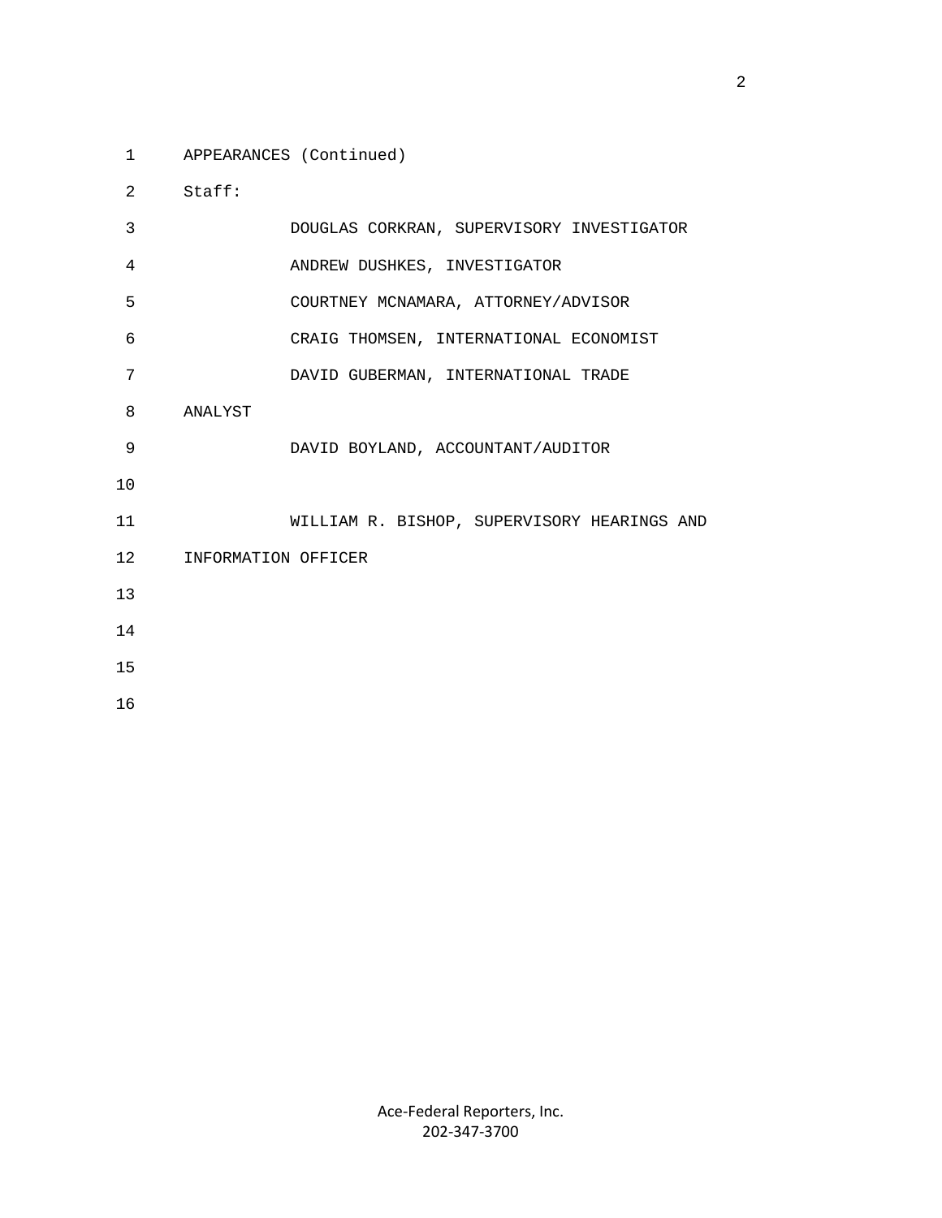APPEARANCES (Continued)

Staff:

DOUGLAS CORKRAN, SUPERVISORY INVESTIGATOR

ANDREW DUSHKES, INVESTIGATOR

COURTNEY MCNAMARA, ATTORNEY/ADVISOR

CRAIG THOMSEN, INTERNATIONAL ECONOMIST

DAVID GUBERMAN, INTERNATIONAL TRADE ANALYST

DAVID BOYLAND, ACCOUNTANT/AUDITOR

WILLIAM R. BISHOP, SUPERVISORY HEARINGS AND INFORMATION OFFICER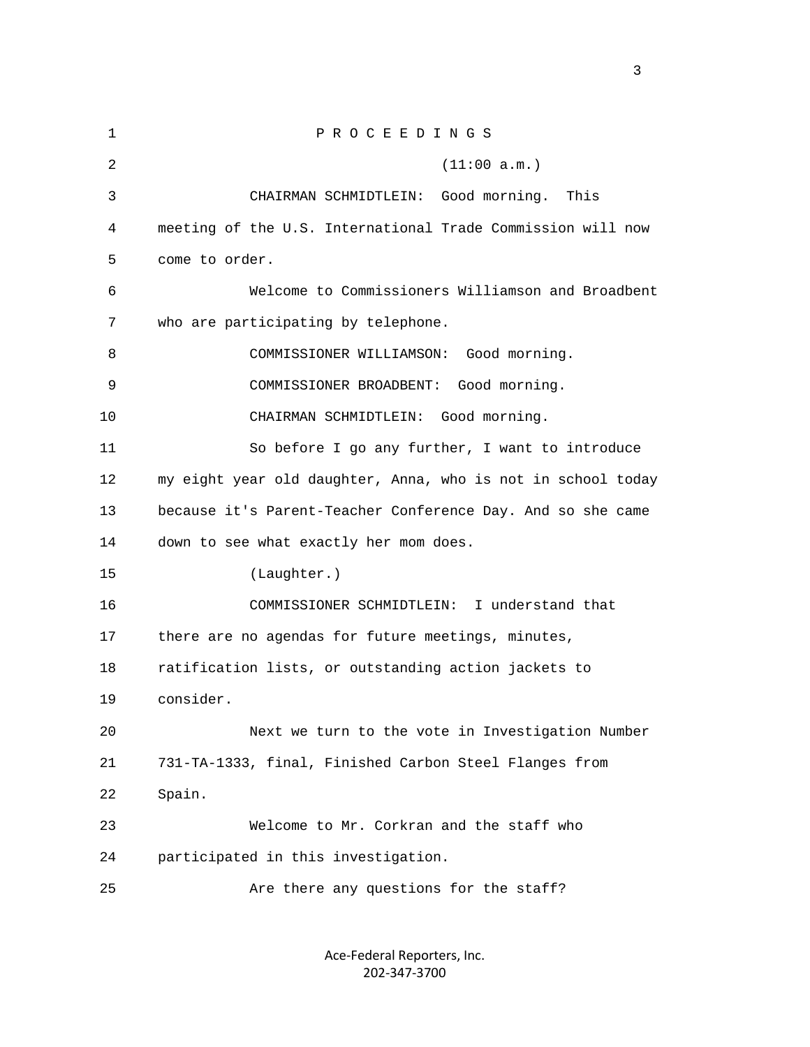P R O C E E D I N G S

(11:00 a.m.)

CHAIRMAN SCHMIDTLEIN: Good morning. This meeting of the U.S. International Trade Commission will now come to order.

Welcome to Commissioners Williamson and Broadbent who are participating by telephone.

COMMISSIONER WILLIAMSON: Good morning.

COMMISSIONER BROADBENT: Good morning.

CHAIRMAN SCHMIDTLEIN: Good morning.

So before I go any further, I want to introduce my eight year old daughter, Anna, who is not in school today because it's Parent-Teacher Conference Day. And so she came down to see what exactly her mom does.

(Laughter.)

COMMISSIONER SCHMIDTLEIN: I understand that there are no agendas for future meetings, minutes, ratification lists, or outstanding action jackets to consider.

Next we turn to the vote in Investigation Number 731-TA-1333, final, Finished Carbon Steel Flanges from Spain.

Welcome to Mr. Corkran and the staff who participated in this investigation.

Are there any questions for the staff?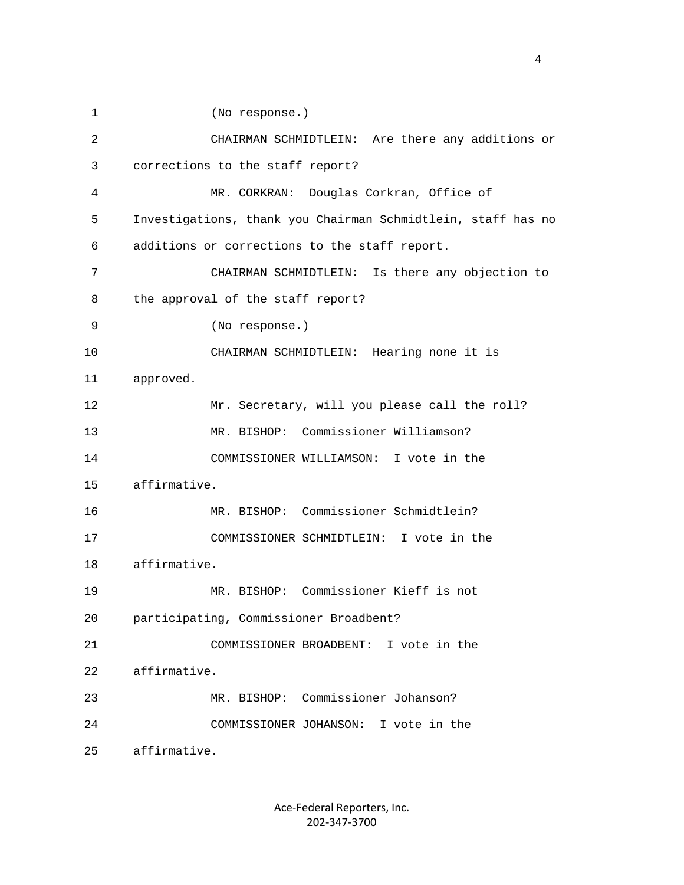1 (No response.)

2 CHAIRMAN SCHMIDTLEIN: Are there any additions or

3 corrections to the staff report?

4 MR. CORKRAN: Douglas Corkran, Office of

5 Investigations, thank you Chairman Schmidtlein, staff has no

6 additions or corrections to the staff report.

7 CHAIRMAN SCHMIDTLEIN: Is there any objection to

8 the approval of the staff report?

9 (No response.)

10 CHAIRMAN SCHMIDTLEIN: Hearing none it is

11 approved.

12 Mr. Secretary, will you please call the roll?

13 MR. BISHOP: Commissioner Williamson?

14 COMMISSIONER WILLIAMSON: I vote in the

15 affirmative.

16 MR. BISHOP: Commissioner Schmidtlein?

17 COMMISSIONER SCHMIDTLEIN: I vote in the

18 affirmative.

19 MR. BISHOP: Commissioner Kieff is not

20 participating, Commissioner Broadbent?

21 COMMISSIONER BROADBENT: I vote in the

22 affirmative.

23 MR. BISHOP: Commissioner Johanson?

24 COMMISSIONER JOHANSON: I vote in the

25 affirmative.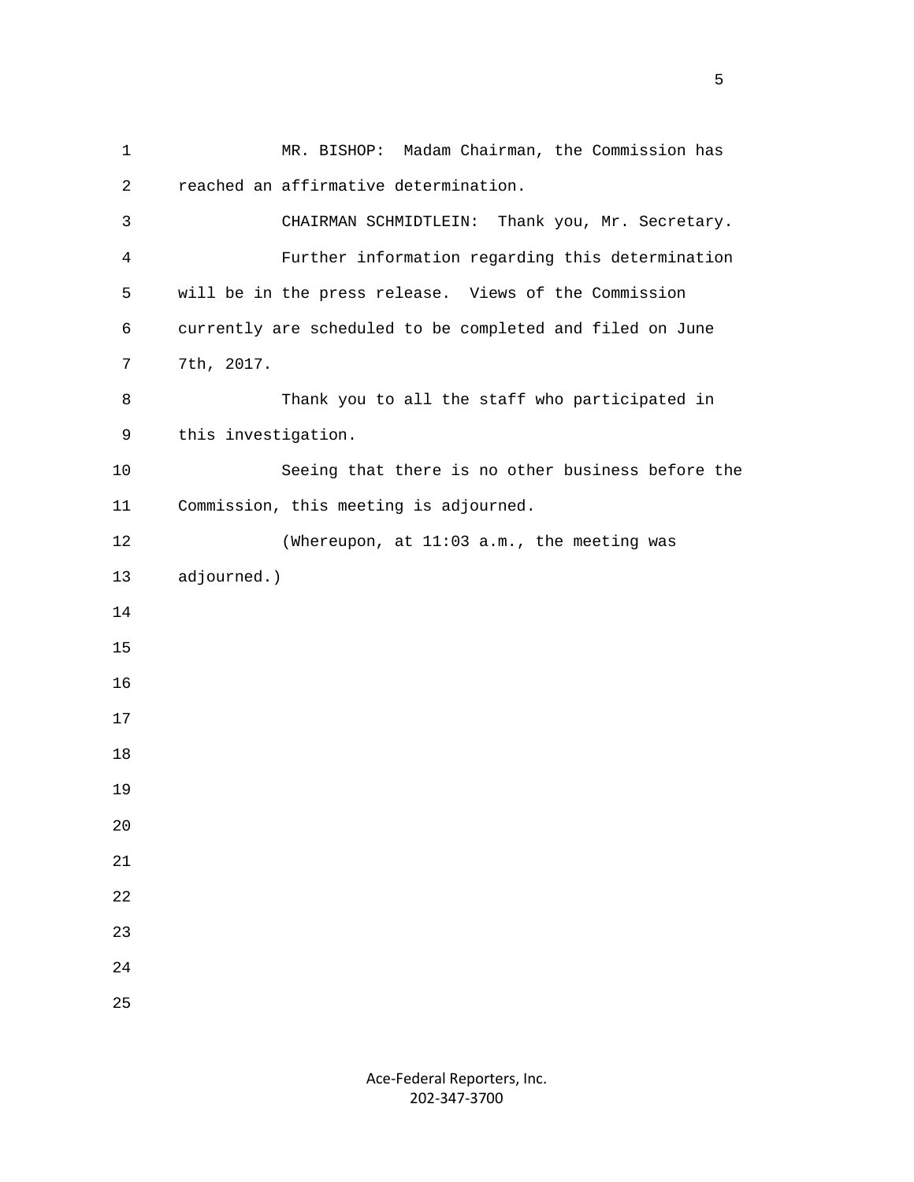MR. BISHOP: Madam Chairman, the Commission has reached an affirmative determination.

CHAIRMAN SCHMIDTLEIN: Thank you, Mr. Secretary.

Further information regarding this determination will be in the press release. Views of the Commission currently are scheduled to be completed and filed on June 7th, 2017.

Thank you to all the staff who participated in this investigation.

Seeing that there is no other business before the Commission, this meeting is adjourned.

(Whereupon, at 11:03 a.m., the meeting was adjourned.)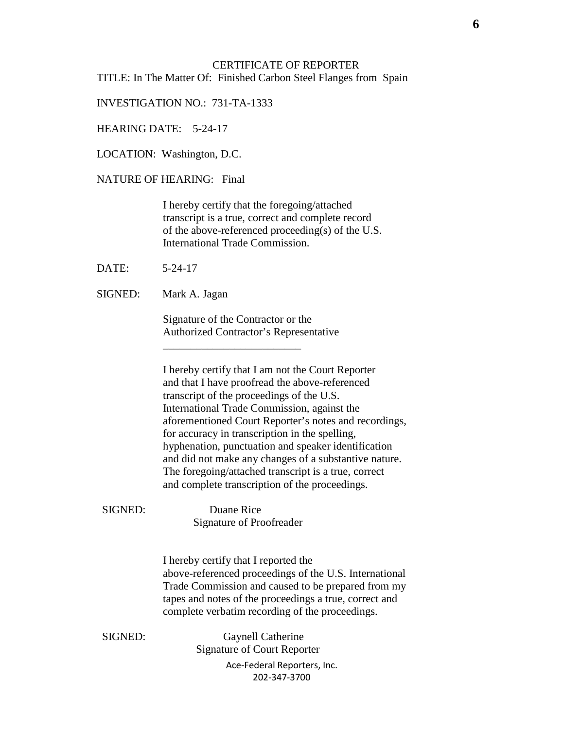# CERTIFICATE OF REPORTER

TITLE: In The Matter Of: Finished Carbon Steel Flanges from Spain

INVESTIGATION NO.: 731-TA-1333

HEARING DATE: 5-24-17

LOCATION: Washington, D.C.

NATURE OF HEARING: Final

I hereby certify that the foregoing/attached transcript is a true, correct and complete record of the above-referenced proceeding(s) of the U.S. International Trade Commission.

DATE: 5-24-17

SIGNED: Mark A. Jagan

Signature of the Contractor or the Authorized Contractor's Representative

\_\_\_\_\_\_\_\_\_\_\_\_\_\_\_\_\_\_\_\_\_\_\_\_\_\_

I hereby certify that I am not the Court Reporter and that I have proofread the above-referenced transcript of the proceedings of the U.S. International Trade Commission, against the aforementioned Court Reporter's notes and recordings, for accuracy in transcription in the spelling, hyphenation, punctuation and speaker identification and did not make any changes of a substantive nature. The foregoing/attached transcript is a true, correct and complete transcription of the proceedings.

SIGNED: Duane Rice
Signature of Proofreader

I hereby certify that I reported the above-referenced proceedings of the U.S. International Trade Commission and caused to be prepared from my tapes and notes of the proceedings a true, correct and complete verbatim recording of the proceedings.

SIGNED: Gaynell Catherine
Signature of Court Reporter